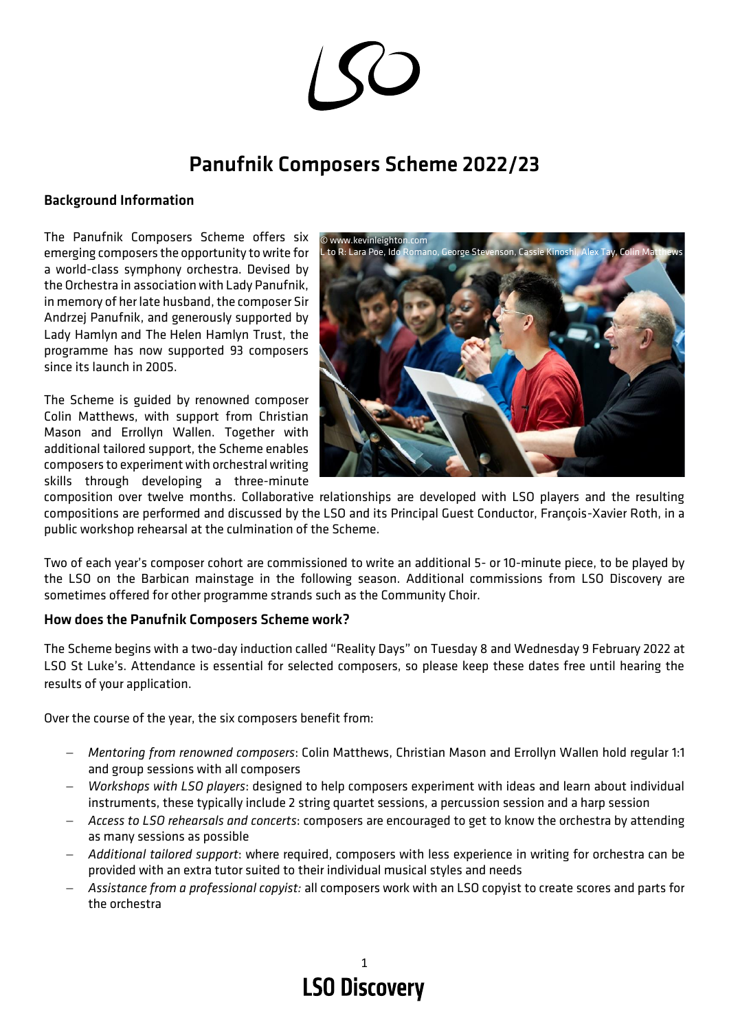# Panufnik Composers Scheme 2022/23

## Background Information

The Panufnik Composers Scheme offers six emerging composers the opportunity to write for a world-class symphony orchestra. Devised by the Orchestra in association with Lady Panufnik, in memory of her late husband, the composer Sir Andrzej Panufnik, and generously supported by Lady Hamlyn and The Helen Hamlyn Trust, the programme has now supported 93 composers since its launch in 2005.

© www.kevinleighton.com
L to R: Lara Poe, Ido Romano, George Stevenson, Cassie Kinoshi, Alex Tay, Colin Matthews

The Scheme is guided by renowned composer Colin Matthews, with support from Christian Mason and Errollyn Wallen. Together with additional tailored support, the Scheme enables composers to experiment with orchestral writing skills through developing a three-minute composition over twelve months. Collaborative relationships are developed with LSO players and the resulting compositions are performed and discussed by the LSO and its Principal Guest Conductor, François-Xavier Roth, in a public workshop rehearsal at the culmination of the Scheme.

Two of each year's composer cohort are commissioned to write an additional 5- or 10-minute piece, to be played by the LSO on the Barbican mainstage in the following season. Additional commissions from LSO Discovery are sometimes offered for other programme strands such as the Community Choir.

## How does the Panufnik Composers Scheme work?

The Scheme begins with a two-day induction called "Reality Days" on Tuesday 8 and Wednesday 9 February 2022 at LSO St Luke's. Attendance is essential for selected composers, so please keep these dates free until hearing the results of your application.

Over the course of the year, the six composers benefit from:

- *Mentoring from renowned composers*: Colin Matthews, Christian Mason and Errollyn Wallen hold regular 1:1 and group sessions with all composers
- *Workshops with LSO players*: designed to help composers experiment with ideas and learn about individual instruments, these typically include 2 string quartet sessions, a percussion session and a harp session
- *Access to LSO rehearsals and concerts*: composers are encouraged to get to know the orchestra by attending as many sessions as possible
- *Additional tailored support*: where required, composers with less experience in writing for orchestra can be provided with an extra tutor suited to their individual musical styles and needs
- *Assistance from a professional copyist:* all composers work with an LSO copyist to create scores and parts for the orchestra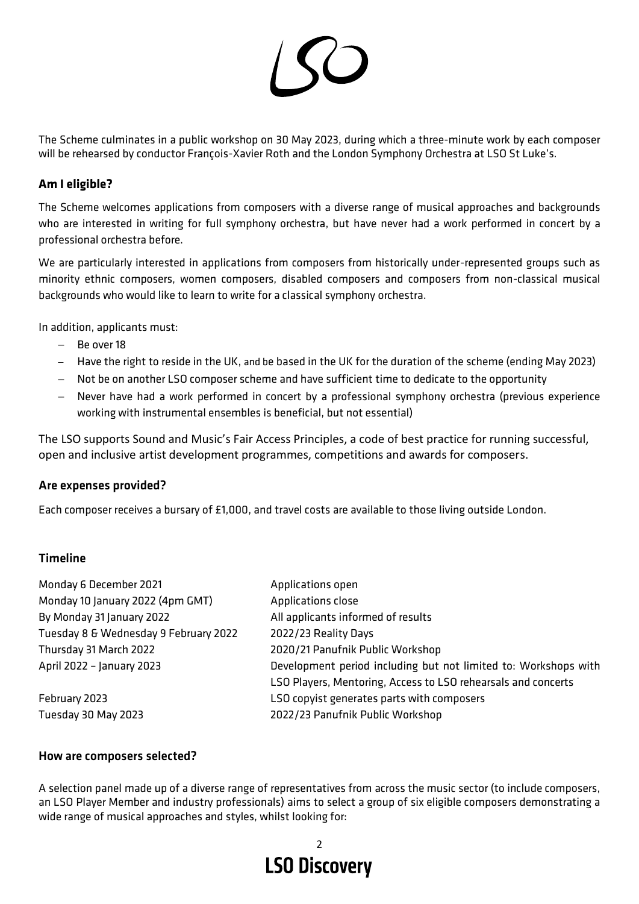The Scheme culminates in a public workshop on 30 May 2023, during which a three-minute work by each composer will be rehearsed by conductor François-Xavier Roth and the London Symphony Orchestra at LSO St Luke's.

### Am I eligible?

The Scheme welcomes applications from composers with a diverse range of musical approaches and backgrounds who are interested in writing for full symphony orchestra, but have never had a work performed in concert by a professional orchestra before.

We are particularly interested in applications from composers from historically under-represented groups such as minority ethnic composers, women composers, disabled composers and composers from non-classical musical backgrounds who would like to learn to write for a classical symphony orchestra.

In addition, applicants must:

- Be over 18
- Have the right to reside in the UK, and be based in the UK for the duration of the scheme (ending May 2023)
- Not be on another LSO composer scheme and have sufficient time to dedicate to the opportunity
- Never have had a work performed in concert by a professional symphony orchestra (previous experience working with instrumental ensembles is beneficial, but not essential)

The LSO supports Sound and Music's Fair Access Principles, a code of best practice for running successful, open and inclusive artist development programmes, competitions and awards for composers.

### Are expenses provided?

Each composer receives a bursary of £1,000, and travel costs are available to those living outside London.

### Timeline

| | |
|---|---|
| Monday 6 December 2021 | Applications open |
| Monday 10 January 2022 (4pm GMT) | Applications close |
| By Monday 31 January 2022 | All applicants informed of results |
| Tuesday 8 & Wednesday 9 February 2022 | 2022/23 Reality Days |
| Thursday 31 March 2022 | 2020/21 Panufnik Public Workshop |
| April 2022 – January 2023 | Development period including but not limited to: Workshops with LSO Players, Mentoring, Access to LSO rehearsals and concerts |
| February 2023 | LSO copyist generates parts with composers |
| Tuesday 30 May 2023 | 2022/23 Panufnik Public Workshop |

### How are composers selected?

A selection panel made up of a diverse range of representatives from across the music sector (to include composers, an LSO Player Member and industry professionals) aims to select a group of six eligible composers demonstrating a wide range of musical approaches and styles, whilst looking for: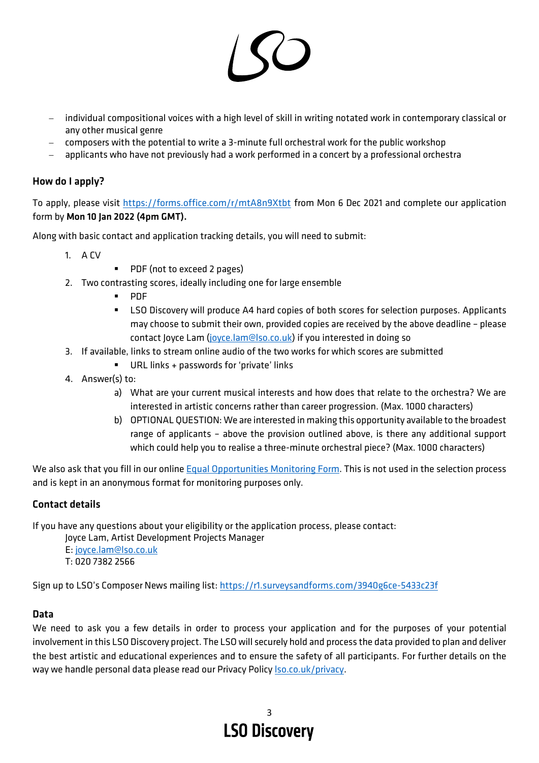- individual compositional voices with a high level of skill in writing notated work in contemporary classical or any other musical genre
- composers with the potential to write a 3-minute full orchestral work for the public workshop
- applicants who have not previously had a work performed in a concert by a professional orchestra

### How do I apply?

To apply, please visit https://forms.office.com/r/mtA8n9Xtbt from Mon 6 Dec 2021 and complete our application form by **Mon 10 Jan 2022 (4pm GMT).**

Along with basic contact and application tracking details, you will need to submit:

1. A CV
    - PDF (not to exceed 2 pages)
2. Two contrasting scores, ideally including one for large ensemble
    - PDF
    - LSO Discovery will produce A4 hard copies of both scores for selection purposes. Applicants may choose to submit their own, provided copies are received by the above deadline – please contact Joyce Lam (joyce.lam@lso.co.uk) if you interested in doing so
3. If available, links to stream online audio of the two works for which scores are submitted
    - URL links + passwords for 'private' links
4. Answer(s) to:
    a) What are your current musical interests and how does that relate to the orchestra? We are interested in artistic concerns rather than career progression. (Max. 1000 characters)
    b) OPTIONAL QUESTION: We are interested in making this opportunity available to the broadest range of applicants – above the provision outlined above, is there any additional support which could help you to realise a three-minute orchestral piece? (Max. 1000 characters)

We also ask that you fill in our online Equal Opportunities Monitoring Form. This is not used in the selection process and is kept in an anonymous format for monitoring purposes only.

### Contact details

If you have any questions about your eligibility or the application process, please contact:

Joyce Lam, Artist Development Projects Manager
E: joyce.lam@lso.co.uk
T: 020 7382 2566

Sign up to LSO's Composer News mailing list: https://r1.surveysandforms.com/3940g6ce-5433c23f

### Data

We need to ask you a few details in order to process your application and for the purposes of your potential involvement in this LSO Discovery project. The LSO will securely hold and process the data provided to plan and deliver the best artistic and educational experiences and to ensure the safety of all participants. For further details on the way we handle personal data please read our Privacy Policy lso.co.uk/privacy.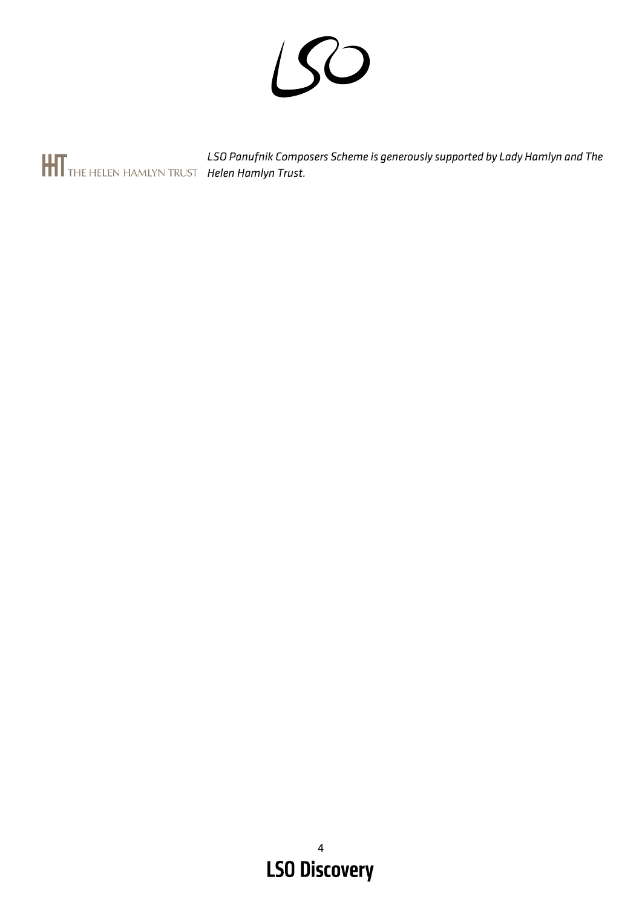THE HELEN HAMLYN TRUST

*LSO Panufnik Composers Scheme is generously supported by Lady Hamlyn and The Helen Hamlyn Trust.*

**LSO Discovery**